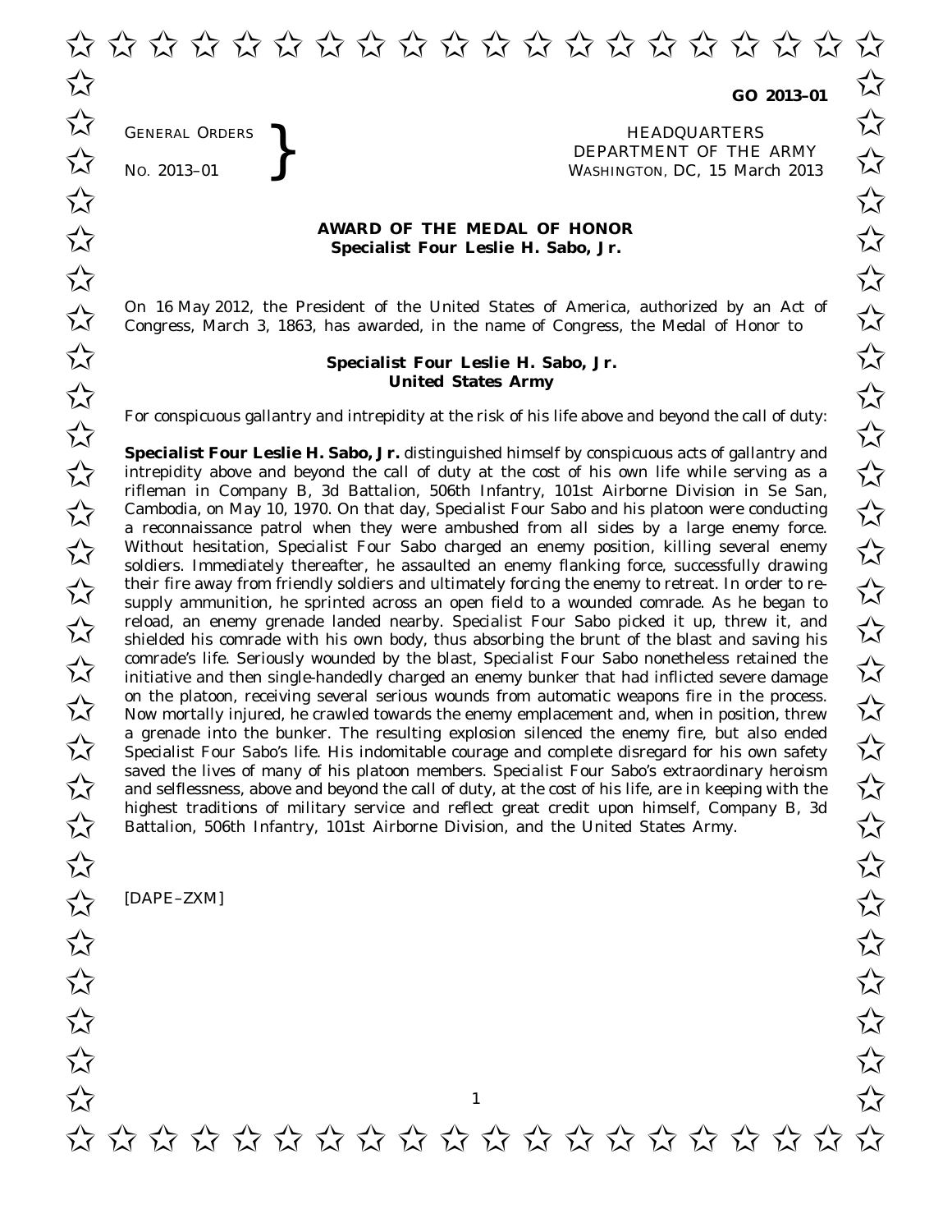**GO 2013–01**

GENERAL ORDERS
NO. 2013–01

HEADQUARTERS
DEPARTMENT OF THE ARMY
WASHINGTON, DC, 15 March 2013

## AWARD OF THE MEDAL OF HONOR
**Specialist Four Leslie H. Sabo, Jr.**

On 16 May 2012, the President of the United States of America, authorized by an Act of Congress, March 3, 1863, has awarded, in the name of Congress, the Medal of Honor to

**Specialist Four Leslie H. Sabo, Jr.**
**United States Army**

For conspicuous gallantry and intrepidity at the risk of his life above and beyond the call of duty:

**Specialist Four Leslie H. Sabo, Jr.** distinguished himself by conspicuous acts of gallantry and intrepidity above and beyond the call of duty at the cost of his own life while serving as a rifleman in Company B, 3d Battalion, 506th Infantry, 101st Airborne Division in Se San, Cambodia, on May 10, 1970. On that day, Specialist Four Sabo and his platoon were conducting a reconnaissance patrol when they were ambushed from all sides by a large enemy force. Without hesitation, Specialist Four Sabo charged an enemy position, killing several enemy soldiers. Immediately thereafter, he assaulted an enemy flanking force, successfully drawing their fire away from friendly soldiers and ultimately forcing the enemy to retreat. In order to re-supply ammunition, he sprinted across an open field to a wounded comrade. As he began to reload, an enemy grenade landed nearby. Specialist Four Sabo picked it up, threw it, and shielded his comrade with his own body, thus absorbing the brunt of the blast and saving his comrade's life. Seriously wounded by the blast, Specialist Four Sabo nonetheless retained the initiative and then single-handedly charged an enemy bunker that had inflicted severe damage on the platoon, receiving several serious wounds from automatic weapons fire in the process. Now mortally injured, he crawled towards the enemy emplacement and, when in position, threw a grenade into the bunker. The resulting explosion silenced the enemy fire, but also ended Specialist Four Sabo's life. His indomitable courage and complete disregard for his own safety saved the lives of many of his platoon members. Specialist Four Sabo's extraordinary heroism and selflessness, above and beyond the call of duty, at the cost of his life, are in keeping with the highest traditions of military service and reflect great credit upon himself, Company B, 3d Battalion, 506th Infantry, 101st Airborne Division, and the United States Army.

[DAPE–ZXM]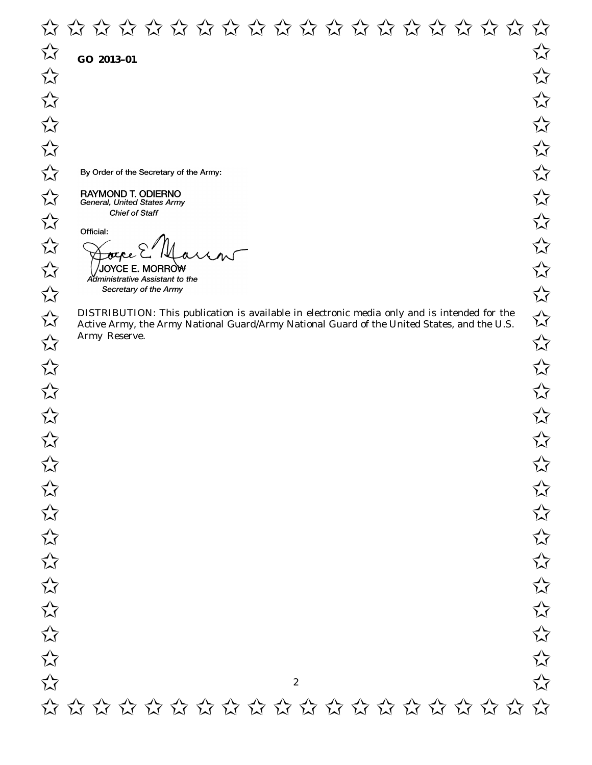**GO 2013–01**

By Order of the Secretary of the Army:

**RAYMOND T. ODIERNO**
*General, United States Army*
*Chief of Staff*

Official:

JOYCE E. MORROW
*Administrative Assistant to the*
*Secretary of the Army*

DISTRIBUTION: This publication is available in electronic media only and is intended for the Active Army, the Army National Guard/Army National Guard of the United States, and the U.S. Army Reserve.